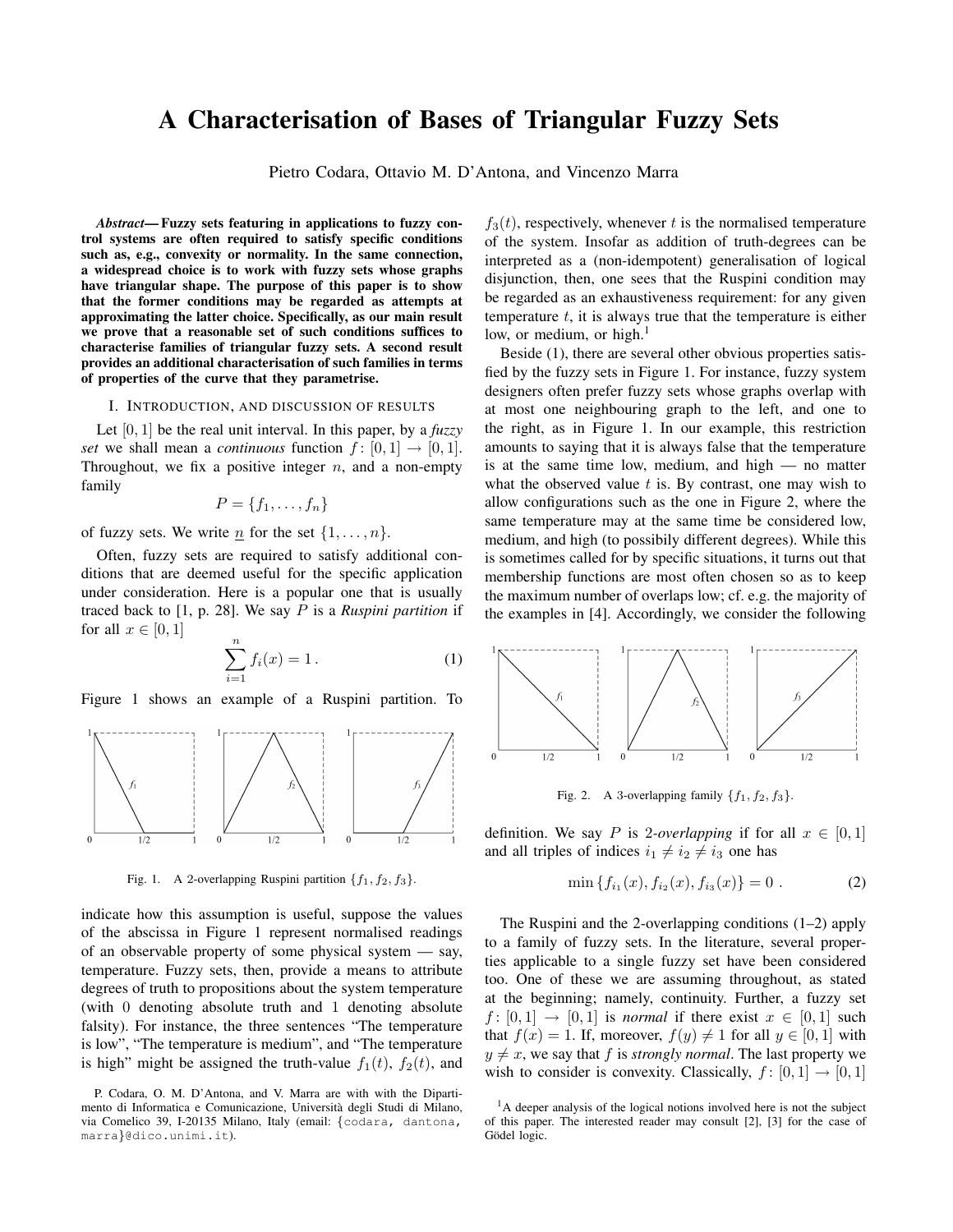# A Characterisation of Bases of Triangular Fuzzy Sets

Pietro Codara, Ottavio M. D'Antona, and Vincenzo Marra

***Abstract*— Fuzzy sets featuring in applications to fuzzy control systems are often required to satisfy specific conditions such as, e.g., convexity or normality. In the same connection, a widespread choice is to work with fuzzy sets whose graphs have triangular shape. The purpose of this paper is to show that the former conditions may be regarded as attempts at approximating the latter choice. Specifically, as our main result we prove that a reasonable set of such conditions suffices to characterise families of triangular fuzzy sets. A second result provides an additional characterisation of such families in terms of properties of the curve that they parametrise.**

## I. Introduction, and discussion of results

Let $[0,1]$ be the real unit interval. In this paper, by a *fuzzy set* we shall mean a *continuous* function $f\colon [0,1] \to [0,1]$. Throughout, we fix a positive integer $n$, and a non-empty family

$$P = \{f_1, \ldots, f_n\}$$

of fuzzy sets. We write $\underline{n}$ for the set $\{1, \ldots, n\}$.

Often, fuzzy sets are required to satisfy additional conditions that are deemed useful for the specific application under consideration. Here is a popular one that is usually traced back to [1, p. 28]. We say $P$ is a *Ruspini partition* if for all $x \in [0,1]$

$$\sum_{i=1}^{n} f_i(x) = 1\,. \tag{1}$$

Figure 1 shows an example of a Ruspini partition. To indicate how this assumption is useful, suppose the values of the abscissa in Figure 1 represent normalised readings of an observable property of some physical system — say, temperature. Fuzzy sets, then, provide a means to attribute degrees of truth to propositions about the system temperature (with 0 denoting absolute truth and 1 denoting absolute falsity). For instance, the three sentences "The temperature is low", "The temperature is medium", and "The temperature is high" might be assigned the truth-value $f_1(t)$, $f_2(t)$, and $f_3(t)$, respectively, whenever $t$ is the normalised temperature of the system. Insofar as addition of truth-degrees can be interpreted as a (non-idempotent) generalisation of logical disjunction, then, one sees that the Ruspini condition may be regarded as an exhaustiveness requirement: for any given temperature $t$, it is always true that the temperature is either low, or medium, or high.[1]

Fig. 1. A 2-overlapping Ruspini partition $\{f_1, f_2, f_3\}$.

Beside (1), there are several other obvious properties satisfied by the fuzzy sets in Figure 1. For instance, fuzzy system designers often prefer fuzzy sets whose graphs overlap with at most one neighbouring graph to the left, and one to the right, as in Figure 1. In our example, this restriction amounts to saying that it is always false that the temperature is at the same time low, medium, and high — no matter what the observed value $t$ is. By contrast, one may wish to allow configurations such as the one in Figure 2, where the same temperature may at the same time be considered low, medium, and high (to possibily different degrees). While this is sometimes called for by specific situations, it turns out that membership functions are most often chosen so as to keep the maximum number of overlaps low; cf. e.g. the majority of the examples in [4]. Accordingly, we consider the following definition. We say $P$ is 2*-overlapping* if for all $x \in [0,1]$ and all triples of indices $i_1 \neq i_2 \neq i_3$ one has

$$\min\{f_{i_1}(x), f_{i_2}(x), f_{i_3}(x)\} = 0\ . \tag{2}$$

Fig. 2. A 3-overlapping family $\{f_1, f_2, f_3\}$.

The Ruspini and the 2-overlapping conditions (1–2) apply to a family of fuzzy sets. In the literature, several properties applicable to a single fuzzy set have been considered too. One of these we are assuming throughout, as stated at the beginning; namely, continuity. Further, a fuzzy set $f\colon [0,1] \to [0,1]$ is *normal* if there exist $x \in [0,1]$ such that $f(x) = 1$. If, moreover, $f(y) \neq 1$ for all $y \in [0,1]$ with $y \neq x$, we say that $f$ is *strongly normal*. The last property we wish to consider is convexity. Classically, $f\colon [0,1] \to [0,1]$

P. Codara, O. M. D'Antona, and V. Marra are with with the Dipartimento di Informatica e Comunicazione, Università degli Studi di Milano, via Comelico 39, I-20135 Milano, Italy (email: {codara, dantona, marra}@dico.unimi.it).

[1] A deeper analysis of the logical notions involved here is not the subject of this paper. The interested reader may consult [2], [3] for the case of Gödel logic.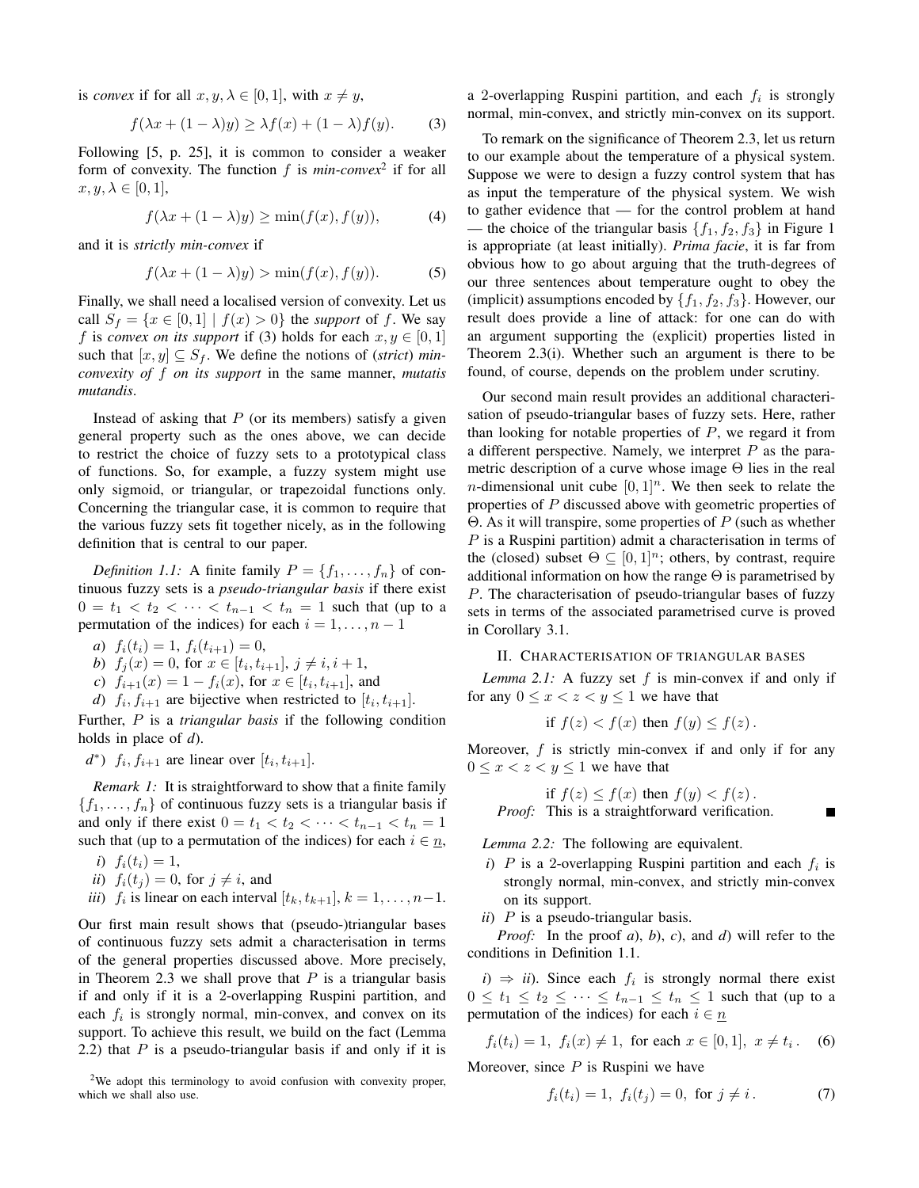is *convex* if for all $x, y, \lambda \in [0,1]$, with $x \neq y$,

$$f(\lambda x + (1-\lambda)y) \geq \lambda f(x) + (1-\lambda) f(y). \quad (3)$$

Following [5, p. 25], it is common to consider a weaker form of convexity. The function $f$ is *min-convex*[2] if for all $x, y, \lambda \in [0,1]$,

$$f(\lambda x + (1-\lambda)y) \geq \min(f(x), f(y)), \quad (4)$$

and it is *strictly min-convex* if

$$f(\lambda x + (1-\lambda)y) > \min(f(x), f(y)). \quad (5)$$

Finally, we shall need a localised version of convexity. Let us call $S_f = \{x \in [0,1] \mid f(x) > 0\}$ the *support* of $f$. We say $f$ is *convex on its support* if (3) holds for each $x, y \in [0,1]$ such that $[x, y] \subseteq S_f$. We define the notions of (*strict*) *min-convexity of $f$ on its support* in the same manner, *mutatis mutandis*.

Instead of asking that $P$ (or its members) satisfy a given general property such as the ones above, we can decide to restrict the choice of fuzzy sets to a prototypical class of functions. So, for example, a fuzzy system might use only sigmoid, or triangular, or trapezoidal functions only. Concerning the triangular case, it is common to require that the various fuzzy sets fit together nicely, as in the following definition that is central to our paper.

*Definition 1.1:* A finite family $P = \{f_1, \ldots, f_n\}$ of continuous fuzzy sets is a *pseudo-triangular basis* if there exist $0 = t_1 < t_2 < \cdots < t_{n-1} < t_n = 1$ such that (up to a permutation of the indices) for each $i = 1, \ldots, n-1$

*a*) $f_i(t_i) = 1$, $f_i(t_{i+1}) = 0$,

*b*) $f_j(x) = 0$, for $x \in [t_i, t_{i+1}]$, $j \neq i, i+1$,

*c*) $f_{i+1}(x) = 1 - f_i(x)$, for $x \in [t_i, t_{i+1}]$, and

*d*) $f_i, f_{i+1}$ are bijective when restricted to $[t_i, t_{i+1}]$.

Further, $P$ is a *triangular basis* if the following condition holds in place of *d*).

*$d^*$*) $f_i, f_{i+1}$ are linear over $[t_i, t_{i+1}]$.

*Remark 1:* It is straightforward to show that a finite family $\{f_1, \ldots, f_n\}$ of continuous fuzzy sets is a triangular basis if and only if there exist $0 = t_1 < t_2 < \cdots < t_{n-1} < t_n = 1$ such that (up to a permutation of the indices) for each $i \in \underline{n}$,

*i*) $f_i(t_i) = 1$,

*ii*) $f_i(t_j) = 0$, for $j \neq i$, and

*iii*) $f_i$ is linear on each interval $[t_k, t_{k+1}]$, $k = 1, \ldots, n-1$.

Our first main result shows that (pseudo-)triangular bases of continuous fuzzy sets admit a characterisation in terms of the general properties discussed above. More precisely, in Theorem 2.3 we shall prove that $P$ is a triangular basis if and only if it is a 2-overlapping Ruspini partition, and each $f_i$ is strongly normal, min-convex, and convex on its support. To achieve this result, we build on the fact (Lemma 2.2) that $P$ is a pseudo-triangular basis if and only if it is a 2-overlapping Ruspini partition, and each $f_i$ is strongly normal, min-convex, and strictly min-convex on its support.

To remark on the significance of Theorem 2.3, let us return to our example about the temperature of a physical system. Suppose we were to design a fuzzy control system that has as input the temperature of the physical system. We wish to gather evidence that — for the control problem at hand — the choice of the triangular basis $\{f_1, f_2, f_3\}$ in Figure 1 is appropriate (at least initially). *Prima facie*, it is far from obvious how to go about arguing that the truth-degrees of our three sentences about temperature ought to obey the (implicit) assumptions encoded by $\{f_1, f_2, f_3\}$. However, our result does provide a line of attack: for one can do with an argument supporting the (explicit) properties listed in Theorem 2.3(i). Whether such an argument is there to be found, of course, depends on the problem under scrutiny.

Our second main result provides an additional characterisation of pseudo-triangular bases of fuzzy sets. Here, rather than looking for notable properties of $P$, we regard it from a different perspective. Namely, we interpret $P$ as the parametric description of a curve whose image $\Theta$ lies in the real $n$-dimensional unit cube $[0,1]^n$. We then seek to relate the properties of $P$ discussed above with geometric properties of $\Theta$. As it will transpire, some properties of $P$ (such as whether $P$ is a Ruspini partition) admit a characterisation in terms of the (closed) subset $\Theta \subseteq [0,1]^n$; others, by contrast, require additional information on how the range $\Theta$ is parametrised by $P$. The characterisation of pseudo-triangular bases of fuzzy sets in terms of the associated parametrised curve is proved in Corollary 3.1.

## II. Characterisation of triangular bases

*Lemma 2.1:* A fuzzy set $f$ is min-convex if and only if for any $0 \leq x < z < y \leq 1$ we have that

$$\text{if } f(z) < f(x) \text{ then } f(y) \leq f(z).$$

Moreover, $f$ is strictly min-convex if and only if for any $0 \leq x < z < y \leq 1$ we have that

$$\text{if } f(z) \leq f(x) \text{ then } f(y) < f(z).$$

*Proof:* This is a straightforward verification. ∎

*Lemma 2.2:* The following are equivalent.

*i*) $P$ is a 2-overlapping Ruspini partition and each $f_i$ is strongly normal, min-convex, and strictly min-convex on its support.

*ii*) $P$ is a pseudo-triangular basis.

*Proof:* In the proof *a*), *b*), *c*), and *d*) will refer to the conditions in Definition 1.1.

*i*) $\Rightarrow$ *ii*). Since each $f_i$ is strongly normal there exist $0 \leq t_1 \leq t_2 \leq \cdots \leq t_{n-1} \leq t_n \leq 1$ such that (up to a permutation of the indices) for each $i \in \underline{n}$

$$f_i(t_i) = 1, \; f_i(x) \neq 1, \text{ for each } x \in [0,1], \; x \neq t_i. \quad (6)$$

Moreover, since $P$ is Ruspini we have

$$f_i(t_i) = 1, \; f_i(t_j) = 0, \text{ for } j \neq i. \quad (7)$$

[2] We adopt this terminology to avoid confusion with convexity proper, which we shall also use.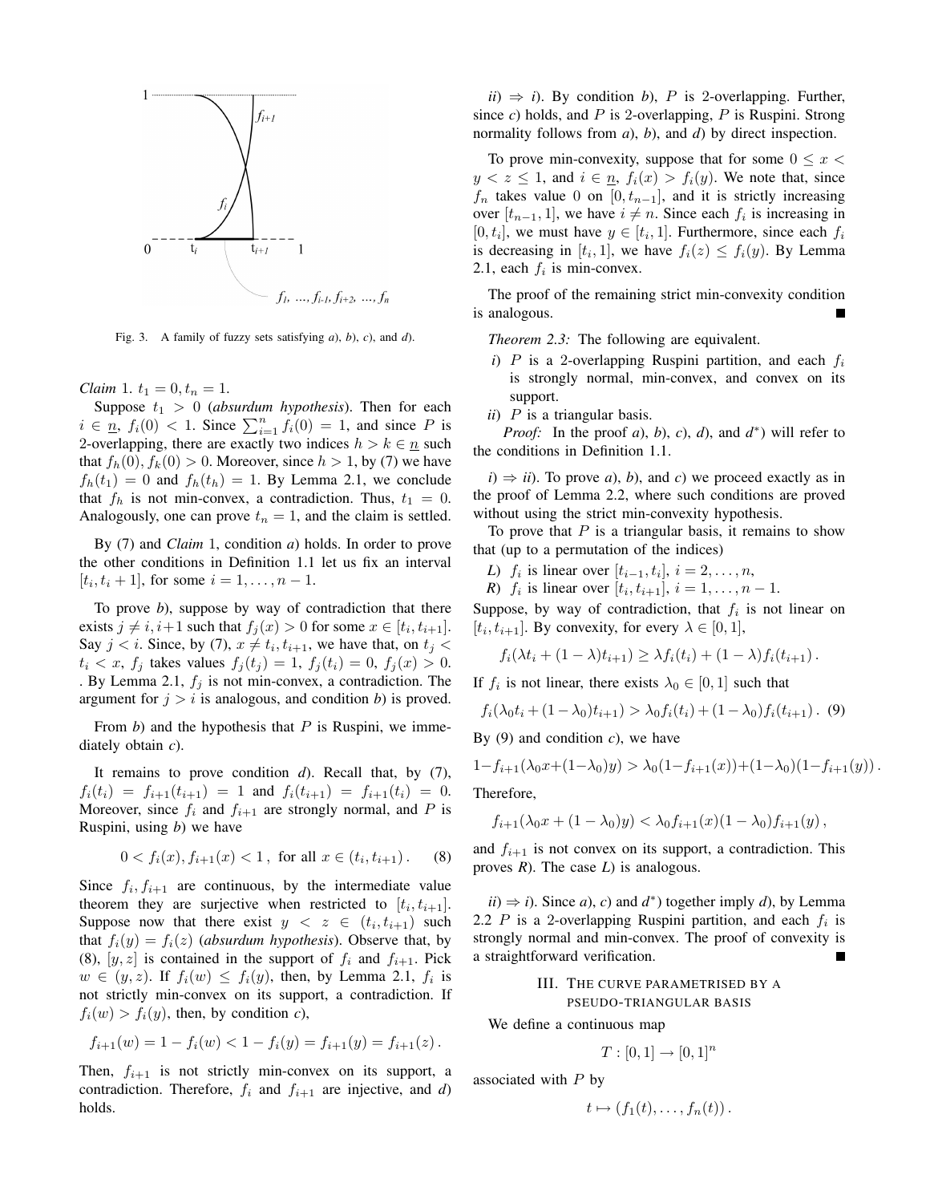Fig. 3. A family of fuzzy sets satisfying *a*), *b*), *c*), and *d*).

*Claim* 1. $t_1 = 0, t_n = 1$.

Suppose $t_1 > 0$ (*absurdum hypothesis*). Then for each $i \in \underline{n}$, $f_i(0) < 1$. Since $\sum_{i=1}^{n} f_i(0) = 1$, and since $P$ is 2-overlapping, there are exactly two indices $h > k \in \underline{n}$ such that $f_h(0), f_k(0) > 0$. Moreover, since $h > 1$, by (7) we have $f_h(t_1) = 0$ and $f_h(t_h) = 1$. By Lemma 2.1, we conclude that $f_h$ is not min-convex, a contradiction. Thus, $t_1 = 0$. Analogously, one can prove $t_n = 1$, and the claim is settled.

By (7) and *Claim* 1, condition *a*) holds. In order to prove the other conditions in Definition 1.1 let us fix an interval $[t_i, t_i + 1]$, for some $i = 1, \ldots, n-1$.

To prove *b*), suppose by way of contradiction that there exists $j \neq i, i+1$ such that $f_j(x) > 0$ for some $x \in [t_i, t_{i+1}]$. Say $j < i$. Since, by (7), $x \neq t_i, t_{i+1}$, we have that, on $t_j < t_i < x$, $f_j$ takes values $f_j(t_j) = 1$, $f_j(t_i) = 0$, $f_j(x) > 0$. . By Lemma 2.1, $f_j$ is not min-convex, a contradiction. The argument for $j > i$ is analogous, and condition *b*) is proved.

From *b*) and the hypothesis that $P$ is Ruspini, we immediately obtain *c*).

It remains to prove condition *d*). Recall that, by (7), $f_i(t_i) = f_{i+1}(t_{i+1}) = 1$ and $f_i(t_{i+1}) = f_{i+1}(t_i) = 0$. Moreover, since $f_i$ and $f_{i+1}$ are strongly normal, and $P$ is Ruspini, using *b*) we have

$$0 < f_i(x), f_{i+1}(x) < 1\,, \text{ for all } x \in (t_i, t_{i+1})\,. \quad (8)$$

Since $f_i, f_{i+1}$ are continuous, by the intermediate value theorem they are surjective when restricted to $[t_i, t_{i+1}]$. Suppose now that there exist $y < z \in (t_i, t_{i+1})$ such that $f_i(y) = f_i(z)$ (*absurdum hypothesis*). Observe that, by (8), $[y, z]$ is contained in the support of $f_i$ and $f_{i+1}$. Pick $w \in (y, z)$. If $f_i(w) \leq f_i(y)$, then, by Lemma 2.1, $f_i$ is not strictly min-convex on its support, a contradiction. If $f_i(w) > f_i(y)$, then, by condition *c*),

$$f_{i+1}(w) = 1 - f_i(w) < 1 - f_i(y) = f_{i+1}(y) = f_{i+1}(z)\,.$$

Then, $f_{i+1}$ is not strictly min-convex on its support, a contradiction. Therefore, $f_i$ and $f_{i+1}$ are injective, and *d*) holds.

*ii*) $\Rightarrow$ *i*). By condition *b*), $P$ is 2-overlapping. Further, since *c*) holds, and $P$ is 2-overlapping, $P$ is Ruspini. Strong normality follows from *a*), *b*), and *d*) by direct inspection.

To prove min-convexity, suppose that for some $0 \leq x < y < z \leq 1$, and $i \in \underline{n}$, $f_i(x) > f_i(y)$. We note that, since $f_n$ takes value 0 on $[0, t_{n-1}]$, and it is strictly increasing over $[t_{n-1}, 1]$, we have $i \neq n$. Since each $f_i$ is increasing in $[0, t_i]$, we must have $y \in [t_i, 1]$. Furthermore, since each $f_i$ is decreasing in $[t_i, 1]$, we have $f_i(z) \leq f_i(y)$. By Lemma 2.1, each $f_i$ is min-convex.

The proof of the remaining strict min-convexity condition is analogous. ■

*Theorem 2.3:* The following are equivalent.

*i*) $P$ is a 2-overlapping Ruspini partition, and each $f_i$ is strongly normal, min-convex, and convex on its support.

*ii*) $P$ is a triangular basis.

*Proof:* In the proof *a*), *b*), *c*), *d*), and *d*\*) will refer to the conditions in Definition 1.1.

*i*) $\Rightarrow$ *ii*). To prove *a*), *b*), and *c*) we proceed exactly as in the proof of Lemma 2.2, where such conditions are proved without using the strict min-convexity hypothesis.

To prove that $P$ is a triangular basis, it remains to show that (up to a permutation of the indices)

*L*) $f_i$ is linear over $[t_{i-1}, t_i]$, $i = 2, \ldots, n$,

*R*) $f_i$ is linear over $[t_i, t_{i+1}]$, $i = 1, \ldots, n-1$.

Suppose, by way of contradiction, that $f_i$ is not linear on $[t_i, t_{i+1}]$. By convexity, for every $\lambda \in [0, 1]$,

$$f_i(\lambda t_i + (1-\lambda) t_{i+1}) \geq \lambda f_i(t_i) + (1-\lambda) f_i(t_{i+1})\,.$$

If $f_i$ is not linear, there exists $\lambda_0 \in [0, 1]$ such that

$$f_i(\lambda_0 t_i + (1-\lambda_0) t_{i+1}) > \lambda_0 f_i(t_i) + (1-\lambda_0) f_i(t_{i+1})\,. \quad (9)$$

By (9) and condition *c*), we have

$$1 - f_{i+1}(\lambda_0 x + (1-\lambda_0) y) > \lambda_0 (1 - f_{i+1}(x)) + (1-\lambda_0)(1 - f_{i+1}(y))\,.$$

Therefore,

$$f_{i+1}(\lambda_0 x + (1-\lambda_0) y) < \lambda_0 f_{i+1}(x)(1-\lambda_0) f_{i+1}(y)\,,$$

and $f_{i+1}$ is not convex on its support, a contradiction. This proves *R*). The case *L*) is analogous.

*ii*) $\Rightarrow$ *i*). Since *a*), *c*) and *d*\*) together imply *d*), by Lemma 2.2 $P$ is a 2-overlapping Ruspini partition, and each $f_i$ is strongly normal and min-convex. The proof of convexity is a straightforward verification. ■

## III. The curve parametrised by a pseudo-triangular basis

We define a continuous map

$$T : [0, 1] \to [0, 1]^n$$

associated with $P$ by

$$t \mapsto (f_1(t), \ldots, f_n(t))\,.$$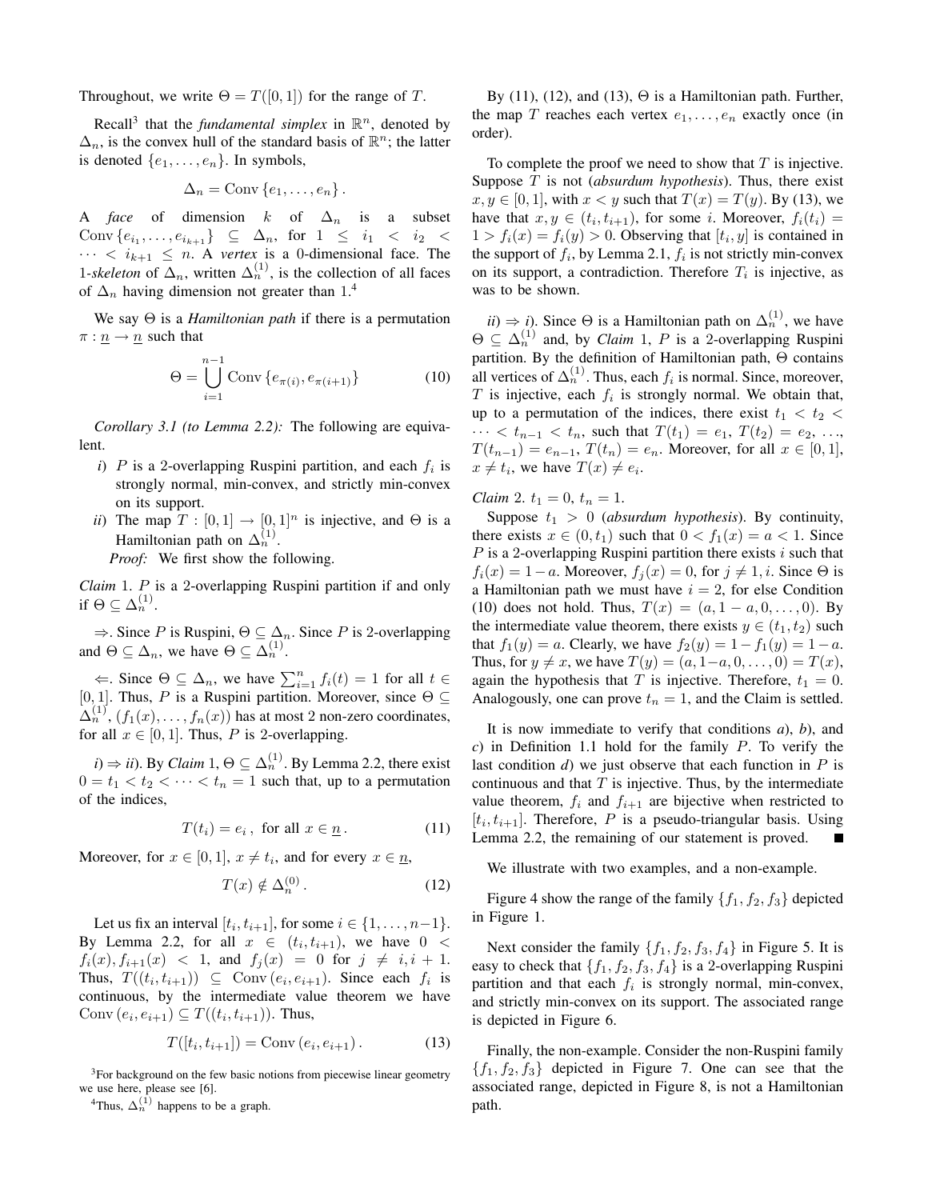Throughout, we write $\Theta = T([0,1])$ for the range of $T$.

Recall[3] that the *fundamental simplex* in $\mathbb{R}^n$, denoted by $\Delta_n$, is the convex hull of the standard basis of $\mathbb{R}^n$; the latter is denoted $\{e_1, \ldots, e_n\}$. In symbols,

$$\Delta_n = \text{Conv}\{e_1, \ldots, e_n\}.$$

A *face* of dimension $k$ of $\Delta_n$ is a subset $\text{Conv}\{e_{i_1}, \ldots, e_{i_{k+1}}\} \subseteq \Delta_n$, for $1 \le i_1 < i_2 < \cdots < i_{k+1} \le n$. A *vertex* is a 0-dimensional face. The 1-*skeleton* of $\Delta_n$, written $\Delta_n^{(1)}$, is the collection of all faces of $\Delta_n$ having dimension not greater than 1.[4]

We say $\Theta$ is a *Hamiltonian path* if there is a permutation $\pi : \underline{n} \to \underline{n}$ such that

$$\Theta = \bigcup_{i=1}^{n-1} \text{Conv}\{e_{\pi(i)}, e_{\pi(i+1)}\} \tag{10}$$

*Corollary 3.1 (to Lemma 2.2):* The following are equivalent.

- *i)* $P$ is a 2-overlapping Ruspini partition, and each $f_i$ is strongly normal, min-convex, and strictly min-convex on its support.
- *ii)* The map $T : [0,1] \to [0,1]^n$ is injective, and $\Theta$ is a Hamiltonian path on $\Delta_n^{(1)}$.

*Proof:* We first show the following.

*Claim* 1. $P$ is a 2-overlapping Ruspini partition if and only if $\Theta \subseteq \Delta_n^{(1)}$.

$\Rightarrow$. Since $P$ is Ruspini, $\Theta \subseteq \Delta_n$. Since $P$ is 2-overlapping and $\Theta \subseteq \Delta_n$, we have $\Theta \subseteq \Delta_n^{(1)}$.

$\Leftarrow$. Since $\Theta \subseteq \Delta_n$, we have $\sum_{i=1}^n f_i(t) = 1$ for all $t \in [0,1]$. Thus, $P$ is a Ruspini partition. Moreover, since $\Theta \subseteq \Delta_n^{(1)}$, $(f_1(x), \ldots, f_n(x))$ has at most 2 non-zero coordinates, for all $x \in [0,1]$. Thus, $P$ is 2-overlapping.

$i) \Rightarrow ii)$. By *Claim* 1, $\Theta \subseteq \Delta_n^{(1)}$. By Lemma 2.2, there exist $0 = t_1 < t_2 < \cdots < t_n = 1$ such that, up to a permutation of the indices,

$$T(t_i) = e_i\,, \text{ for all } x \in \underline{n}\,. \tag{11}$$

Moreover, for $x \in [0,1]$, $x \ne t_i$, and for every $x \in \underline{n}$,

$$T(x) \notin \Delta_n^{(0)}\,. \tag{12}$$

Let us fix an interval $[t_i, t_{i+1}]$, for some $i \in \{1, \ldots, n-1\}$. By Lemma 2.2, for all $x \in (t_i, t_{i+1})$, we have $0 < f_i(x), f_{i+1}(x) < 1$, and $f_j(x) = 0$ for $j \ne i, i+1$. Thus, $T((t_i, t_{i+1})) \subseteq \text{Conv}(e_i, e_{i+1})$. Since each $f_i$ is continuous, by the intermediate value theorem we have $\text{Conv}(e_i, e_{i+1}) \subseteq T((t_i, t_{i+1}))$. Thus,

$$T([t_i, t_{i+1}]) = \text{Conv}(e_i, e_{i+1})\,. \tag{13}$$

By (11), (12), and (13), $\Theta$ is a Hamiltonian path. Further, the map $T$ reaches each vertex $e_1, \ldots, e_n$ exactly once (in order).

To complete the proof we need to show that $T$ is injective. Suppose $T$ is not (*absurdum hypothesis*). Thus, there exist $x, y \in [0,1]$, with $x < y$ such that $T(x) = T(y)$. By (13), we have that $x, y \in (t_i, t_{i+1})$, for some $i$. Moreover, $f_i(t_i) = 1 > f_i(x) = f_i(y) > 0$. Observing that $[t_i, y]$ is contained in the support of $f_i$, by Lemma 2.1, $f_i$ is not strictly min-convex on its support, a contradiction. Therefore $T_i$ is injective, as was to be shown.

$ii) \Rightarrow i)$. Since $\Theta$ is a Hamiltonian path on $\Delta_n^{(1)}$, we have $\Theta \subseteq \Delta_n^{(1)}$ and, by *Claim* 1, $P$ is a 2-overlapping Ruspini partition. By the definition of Hamiltonian path, $\Theta$ contains all vertices of $\Delta_n^{(1)}$. Thus, each $f_i$ is normal. Since, moreover, $T$ is injective, each $f_i$ is strongly normal. We obtain that, up to a permutation of the indices, there exist $t_1 < t_2 < \cdots < t_{n-1} < t_n$, such that $T(t_1) = e_1$, $T(t_2) = e_2$, $\ldots$, $T(t_{n-1}) = e_{n-1}$, $T(t_n) = e_n$. Moreover, for all $x \in [0,1]$, $x \ne t_i$, we have $T(x) \ne e_i$.

*Claim* 2. $t_1 = 0$, $t_n = 1$.

Suppose $t_1 > 0$ (*absurdum hypothesis*). By continuity, there exists $x \in (0, t_1)$ such that $0 < f_1(x) = a < 1$. Since $P$ is a 2-overlapping Ruspini partition there exists $i$ such that $f_i(x) = 1 - a$. Moreover, $f_j(x) = 0$, for $j \ne 1, i$. Since $\Theta$ is a Hamiltonian path we must have $i = 2$, for else Condition (10) does not hold. Thus, $T(x) = (a, 1-a, 0, \ldots, 0)$. By the intermediate value theorem, there exists $y \in (t_1, t_2)$ such that $f_1(y) = a$. Clearly, we have $f_2(y) = 1 - f_1(y) = 1 - a$. Thus, for $y \ne x$, we have $T(y) = (a, 1-a, 0, \ldots, 0) = T(x)$, again the hypothesis that $T$ is injective. Therefore, $t_1 = 0$. Analogously, one can prove $t_n = 1$, and the Claim is settled.

It is now immediate to verify that conditions *a*), *b*), and *c*) in Definition 1.1 hold for the family $P$. To verify the last condition *d*) we just observe that each function in $P$ is continuous and that $T$ is injective. Thus, by the intermediate value theorem, $f_i$ and $f_{i+1}$ are bijective when restricted to $[t_i, t_{i+1}]$. Therefore, $P$ is a pseudo-triangular basis. Using Lemma 2.2, the remaining of our statement is proved. ∎

We illustrate with two examples, and a non-example.

Figure 4 show the range of the family $\{f_1, f_2, f_3\}$ depicted in Figure 1.

Next consider the family $\{f_1, f_2, f_3, f_4\}$ in Figure 5. It is easy to check that $\{f_1, f_2, f_3, f_4\}$ is a 2-overlapping Ruspini partition and that each $f_i$ is strongly normal, min-convex, and strictly min-convex on its support. The associated range is depicted in Figure 6.

Finally, the non-example. Consider the non-Ruspini family $\{f_1, f_2, f_3\}$ depicted in Figure 7. One can see that the associated range, depicted in Figure 8, is not a Hamiltonian path.

[3]For background on the few basic notions from piecewise linear geometry we use here, please see [6].

[4]Thus, $\Delta_n^{(1)}$ happens to be a graph.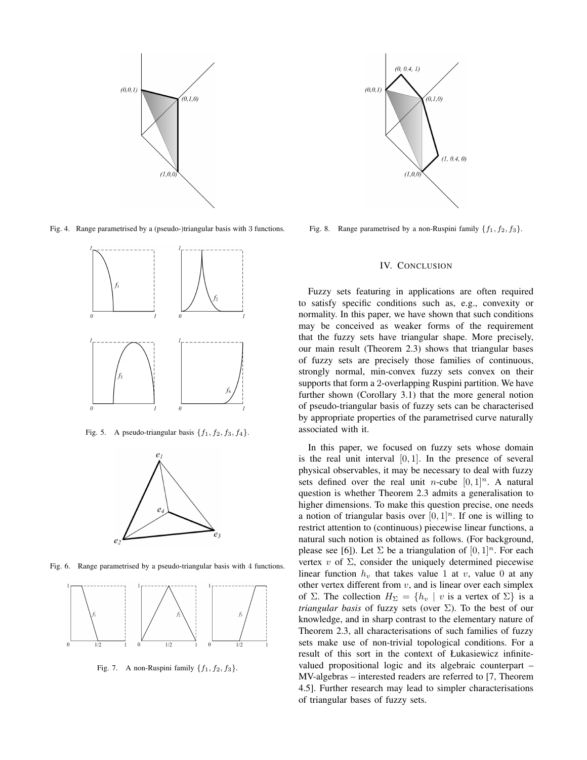Fig. 4. Range parametrised by a (pseudo-)triangular basis with 3 functions.

Fig. 5. A pseudo-triangular basis $\{f_1, f_2, f_3, f_4\}$.

Fig. 6. Range parametrised by a pseudo-triangular basis with 4 functions.

Fig. 7. A non-Ruspini family $\{f_1, f_2, f_3\}$.

Fig. 8. Range parametrised by a non-Ruspini family $\{f_1, f_2, f_3\}$.

## IV. Conclusion

Fuzzy sets featuring in applications are often required to satisfy specific conditions such as, e.g., convexity or normality. In this paper, we have shown that such conditions may be conceived as weaker forms of the requirement that the fuzzy sets have triangular shape. More precisely, our main result (Theorem 2.3) shows that triangular bases of fuzzy sets are precisely those families of continuous, strongly normal, min-convex fuzzy sets convex on their supports that form a 2-overlapping Ruspini partition. We have further shown (Corollary 3.1) that the more general notion of pseudo-triangular basis of fuzzy sets can be characterised by appropriate properties of the parametrised curve naturally associated with it.

In this paper, we focused on fuzzy sets whose domain is the real unit interval $[0, 1]$. In the presence of several physical observables, it may be necessary to deal with fuzzy sets defined over the real unit $n$-cube $[0, 1]^n$. A natural question is whether Theorem 2.3 admits a generalisation to higher dimensions. To make this question precise, one needs a notion of triangular basis over $[0, 1]^n$. If one is willing to restrict attention to (continuous) piecewise linear functions, a natural such notion is obtained as follows. (For background, please see [6]). Let $\Sigma$ be a triangulation of $[0, 1]^n$. For each vertex $v$ of $\Sigma$, consider the uniquely determined piecewise linear function $h_v$ that takes value 1 at $v$, value 0 at any other vertex different from $v$, and is linear over each simplex of $\Sigma$. The collection $H_\Sigma = \{h_v \mid v \text{ is a vertex of } \Sigma\}$ is a *triangular basis* of fuzzy sets (over $\Sigma$). To the best of our knowledge, and in sharp contrast to the elementary nature of Theorem 2.3, all characterisations of such families of fuzzy sets make use of non-trivial topological conditions. For a result of this sort in the context of Łukasiewicz infinite-valued propositional logic and its algebraic counterpart – MV-algebras – interested readers are referred to [7, Theorem 4.5]. Further research may lead to simpler characterisations of triangular bases of fuzzy sets.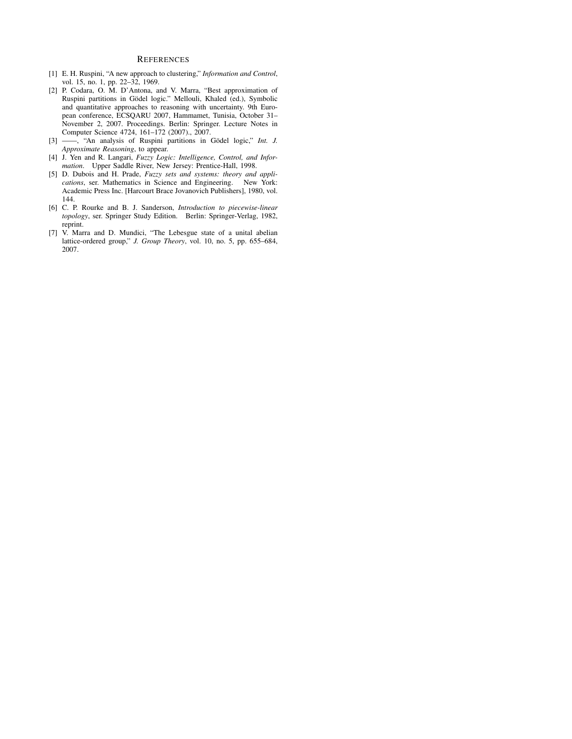## REFERENCES

[1] E. H. Ruspini, "A new approach to clustering," *Information and Control*, vol. 15, no. 1, pp. 22–32, 1969.

[2] P. Codara, O. M. D'Antona, and V. Marra, "Best approximation of Ruspini partitions in Gödel logic." Mellouli, Khaled (ed.), Symbolic and quantitative approaches to reasoning with uncertainty. 9th European conference, ECSQARU 2007, Hammamet, Tunisia, October 31–November 2, 2007. Proceedings. Berlin: Springer. Lecture Notes in Computer Science 4724, 161–172 (2007)., 2007.

[3] ——, "An analysis of Ruspini partitions in Gödel logic," *Int. J. Approximate Reasoning*, to appear.

[4] J. Yen and R. Langari, *Fuzzy Logic: Intelligence, Control, and Information*. Upper Saddle River, New Jersey: Prentice-Hall, 1998.

[5] D. Dubois and H. Prade, *Fuzzy sets and systems: theory and applications*, ser. Mathematics in Science and Engineering. New York: Academic Press Inc. [Harcourt Brace Jovanovich Publishers], 1980, vol. 144.

[6] C. P. Rourke and B. J. Sanderson, *Introduction to piecewise-linear topology*, ser. Springer Study Edition. Berlin: Springer-Verlag, 1982, reprint.

[7] V. Marra and D. Mundici, "The Lebesgue state of a unital abelian lattice-ordered group," *J. Group Theory*, vol. 10, no. 5, pp. 655–684, 2007.